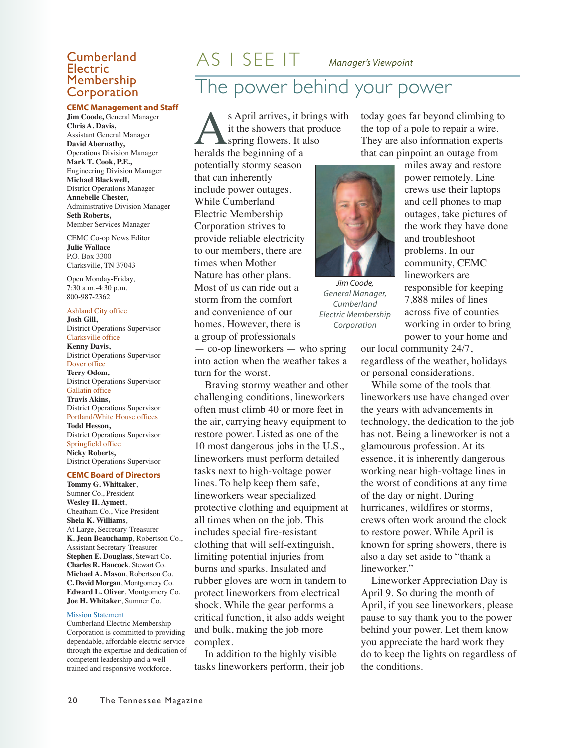# Cumberland Electric Membership Corporation

**CEMC Management and Staff**

**Jim Coode,** General Manager
**Chris A. Davis,** Assistant General Manager
**David Abernathy,** Operations Division Manager
**Mark T. Cook, P.E.,** Engineering Division Manager
**Michael Blackwell,** District Operations Manager
**Annebelle Chester,** Administrative Division Manager
**Seth Roberts,** Member Services Manager

CEMC Co-op News Editor
**Julie Wallace**
P.O. Box 3300
Clarksville, TN 37043

Open Monday-Friday,
7:30 a.m.-4:30 p.m.
800-987-2362

Ashland City office
**Josh Gill,** District Operations Supervisor

Clarksville office
**Kenny Davis,** District Operations Supervisor

Dover office
**Terry Odom,** District Operations Supervisor

Gallatin office
**Travis Akins,** District Operations Supervisor

Portland/White House offices
**Todd Hesson,** District Operations Supervisor

Springfield office
**Nicky Roberts,** District Operations Supervisor

**CEMC Board of Directors**

**Tommy G. Whittaker**, Sumner Co., President
**Wesley H. Aymett**, Cheatham Co., Vice President
**Shela K. Williams**, At Large, Secretary-Treasurer
**K. Jean Beauchamp**, Robertson Co., Assistant Secretary-Treasurer
**Stephen E. Douglass**, Stewart Co.
**Charles R. Hancock**, Stewart Co.
**Michael A. Mason**, Robertson Co.
**C. David Morgan**, Montgomery Co.
**Edward L. Oliver**, Montgomery Co.
**Joe H. Whitaker**, Sumner Co.

Mission Statement
Cumberland Electric Membership Corporation is committed to providing dependable, affordable electric service through the expertise and dedication of competent leadership and a well-trained and responsive workforce.

# AS I SEE IT

*Manager's Viewpoint*

## The power behind your power

As April arrives, it brings with it the showers that produce spring flowers. It also heralds the beginning of a potentially stormy season that can inherently include power outages. While Cumberland Electric Membership Corporation strives to provide reliable electricity to our members, there are times when Mother Nature has other plans. Most of us can ride out a storm from the comfort and convenience of our homes. However, there is a group of professionals — co-op lineworkers — who spring into action when the weather takes a turn for the worst.

Braving stormy weather and other challenging conditions, lineworkers often must climb 40 or more feet in the air, carrying heavy equipment to restore power. Listed as one of the 10 most dangerous jobs in the U.S., lineworkers must perform detailed tasks next to high-voltage power lines. To help keep them safe, lineworkers wear specialized protective clothing and equipment at all times when on the job. This includes special fire-resistant clothing that will self-extinguish, limiting potential injuries from burns and sparks. Insulated and rubber gloves are worn in tandem to protect lineworkers from electrical shock. While the gear performs a critical function, it also adds weight and bulk, making the job more complex.

In addition to the highly visible tasks lineworkers perform, their job today goes far beyond climbing to the top of a pole to repair a wire. They are also information experts that can pinpoint an outage from miles away and restore power remotely. Line crews use their laptops and cell phones to map outages, take pictures of the work they have done and troubleshoot problems. In our community, CEMC lineworkers are responsible for keeping 7,888 miles of lines across five of counties working in order to bring power to your home and our local community 24/7, regardless of the weather, holidays or personal considerations.

*Jim Coode, General Manager, Cumberland Electric Membership Corporation*

While some of the tools that lineworkers use have changed over the years with advancements in technology, the dedication to the job has not. Being a lineworker is not a glamourous profession. At its essence, it is inherently dangerous working near high-voltage lines in the worst of conditions at any time of the day or night. During hurricanes, wildfires or storms, crews often work around the clock to restore power. While April is known for spring showers, there is also a day set aside to "thank a lineworker."

Lineworker Appreciation Day is April 9. So during the month of April, if you see lineworkers, please pause to say thank you to the power behind your power. Let them know you appreciate the hard work they do to keep the lights on regardless of the conditions.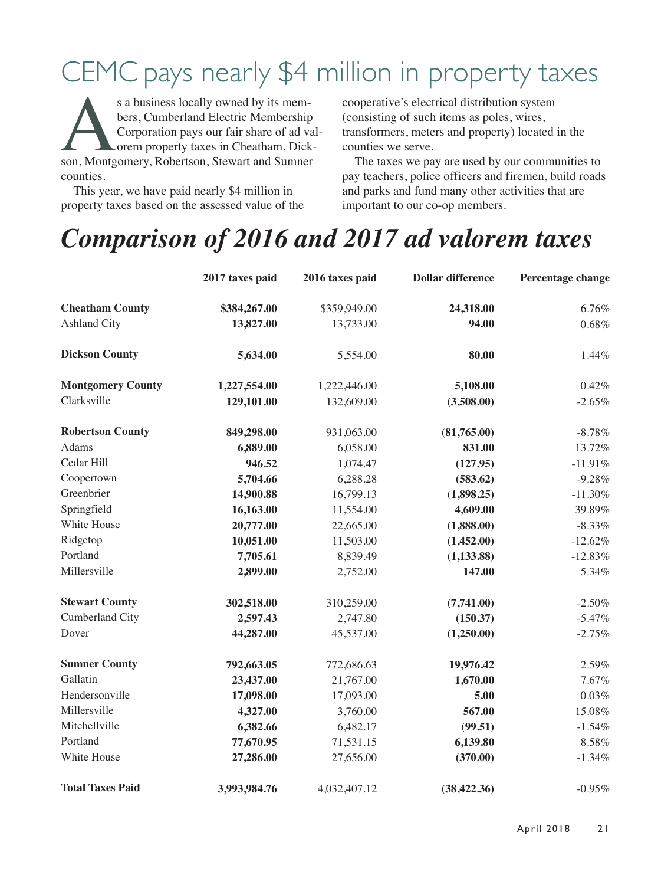# CEMC pays nearly $4 million in property taxes

As a business locally owned by its members, Cumberland Electric Membership Corporation pays our fair share of ad valorem property taxes in Cheatham, Dickson, Montgomery, Robertson, Stewart and Sumner counties.

This year, we have paid nearly $4 million in property taxes based on the assessed value of the cooperative's electrical distribution system (consisting of such items as poles, wires, transformers, meters and property) located in the counties we serve.

The taxes we pay are used by our communities to pay teachers, police officers and firemen, build roads and parks and fund many other activities that are important to our co-op members.

## *Comparison of 2016 and 2017 ad valorem taxes*

| | 2017 taxes paid | 2016 taxes paid | Dollar difference | Percentage change |
|---|---|---|---|---|
| **Cheatham County** | **$384,267.00** | $359,949.00 | **24,318.00** | 6.76% |
| Ashland City | **13,827.00** | 13,733.00 | **94.00** | 0.68% |
| **Dickson County** | **5,634.00** | 5,554.00 | **80.00** | 1.44% |
| **Montgomery County** | **1,227,554.00** | 1,222,446.00 | **5,108.00** | 0.42% |
| Clarksville | **129,101.00** | 132,609.00 | **(3,508.00)** | -2.65% |
| **Robertson County** | **849,298.00** | 931,063.00 | **(81,765.00)** | -8.78% |
| Adams | **6,889.00** | 6,058.00 | **831.00** | 13.72% |
| Cedar Hill | **946.52** | 1,074.47 | **(127.95)** | -11.91% |
| Coopertown | **5,704.66** | 6,288.28 | **(583.62)** | -9.28% |
| Greenbrier | **14,900.88** | 16,799.13 | **(1,898.25)** | -11.30% |
| Springfield | **16,163.00** | 11,554.00 | **4,609.00** | 39.89% |
| White House | **20,777.00** | 22,665.00 | **(1,888.00)** | -8.33% |
| Ridgetop | **10,051.00** | 11,503.00 | **(1,452.00)** | -12.62% |
| Portland | **7,705.61** | 8,839.49 | **(1,133.88)** | -12.83% |
| Millersville | **2,899.00** | 2,752.00 | **147.00** | 5.34% |
| **Stewart County** | **302,518.00** | 310,259.00 | **(7,741.00)** | -2.50% |
| Cumberland City | **2,597.43** | 2,747.80 | **(150.37)** | -5.47% |
| Dover | **44,287.00** | 45,537.00 | **(1,250.00)** | -2.75% |
| **Sumner County** | **792,663.05** | 772,686.63 | **19,976.42** | 2.59% |
| Gallatin | **23,437.00** | 21,767.00 | **1,670.00** | 7.67% |
| Hendersonville | **17,098.00** | 17,093.00 | **5.00** | 0.03% |
| Millersville | **4,327.00** | 3,760.00 | **567.00** | 15.08% |
| Mitchellville | **6,382.66** | 6,482.17 | **(99.51)** | -1.54% |
| Portland | **77,670.95** | 71,531.15 | **6,139.80** | 8.58% |
| White House | **27,286.00** | 27,656.00 | **(370.00)** | -1.34% |
| **Total Taxes Paid** | **3,993,984.76** | 4,032,407.12 | **(38,422.36)** | -0.95% |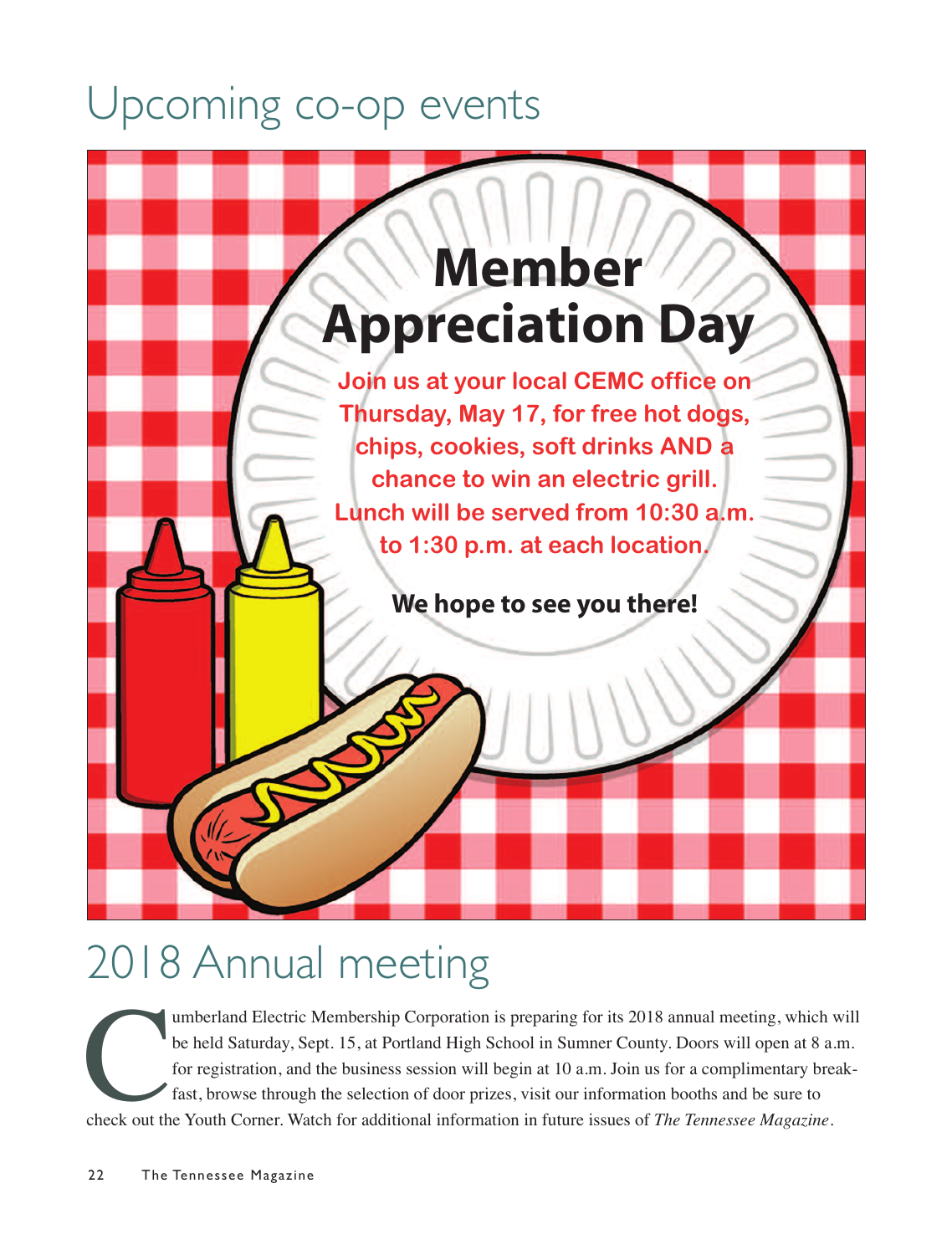# Upcoming co-op events

## Member Appreciation Day

**Join us at your local CEMC office on Thursday, May 17, for free hot dogs, chips, cookies, soft drinks AND a chance to win an electric grill. Lunch will be served from 10:30 a.m. to 1:30 p.m. at each location.**

**We hope to see you there!**

# 2018 Annual meeting

Cumberland Electric Membership Corporation is preparing for its 2018 annual meeting, which will be held Saturday, Sept. 15, at Portland High School in Sumner County. Doors will open at 8 a.m. for registration, and the business session will begin at 10 a.m. Join us for a complimentary breakfast, browse through the selection of door prizes, visit our information booths and be sure to check out the Youth Corner. Watch for additional information in future issues of *The Tennessee Magazine*.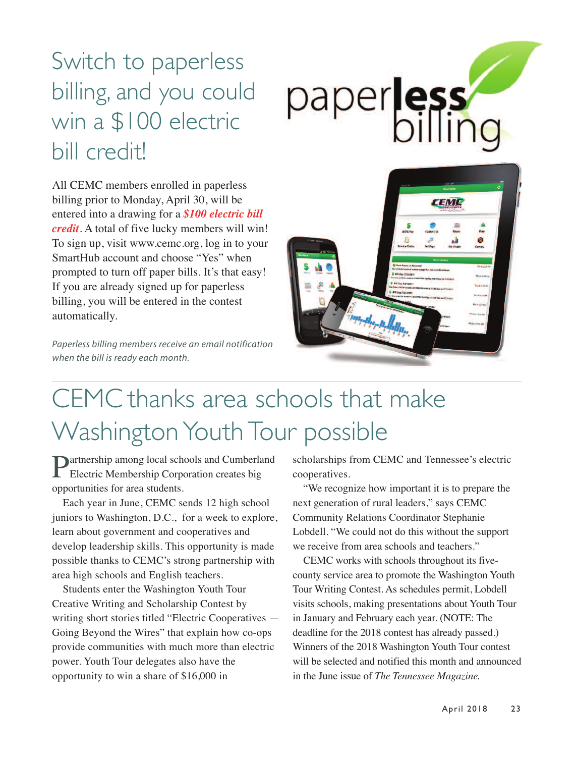# Switch to paperless billing, and you could win a $100 electric bill credit!

paperless billing

All CEMC members enrolled in paperless billing prior to Monday, April 30, will be entered into a drawing for a ***$100 electric bill credit***. A total of five lucky members will win! To sign up, visit www.cemc.org, log in to your SmartHub account and choose "Yes" when prompted to turn off paper bills. It's that easy! If you are already signed up for paperless billing, you will be entered in the contest automatically.

*Paperless billing members receive an email notification when the bill is ready each month.*

# CEMC thanks area schools that make Washington Youth Tour possible

Partnership among local schools and Cumberland Electric Membership Corporation creates big opportunities for area students.

Each year in June, CEMC sends 12 high school juniors to Washington, D.C., for a week to explore, learn about government and cooperatives and develop leadership skills. This opportunity is made possible thanks to CEMC's strong partnership with area high schools and English teachers.

Students enter the Washington Youth Tour Creative Writing and Scholarship Contest by writing short stories titled "Electric Cooperatives — Going Beyond the Wires" that explain how co-ops provide communities with much more than electric power. Youth Tour delegates also have the opportunity to win a share of $16,000 in scholarships from CEMC and Tennessee's electric cooperatives.

"We recognize how important it is to prepare the next generation of rural leaders," says CEMC Community Relations Coordinator Stephanie Lobdell. "We could not do this without the support we receive from area schools and teachers."

CEMC works with schools throughout its five-county service area to promote the Washington Youth Tour Writing Contest. As schedules permit, Lobdell visits schools, making presentations about Youth Tour in January and February each year. (NOTE: The deadline for the 2018 contest has already passed.) Winners of the 2018 Washington Youth Tour contest will be selected and notified this month and announced in the June issue of *The Tennessee Magazine.*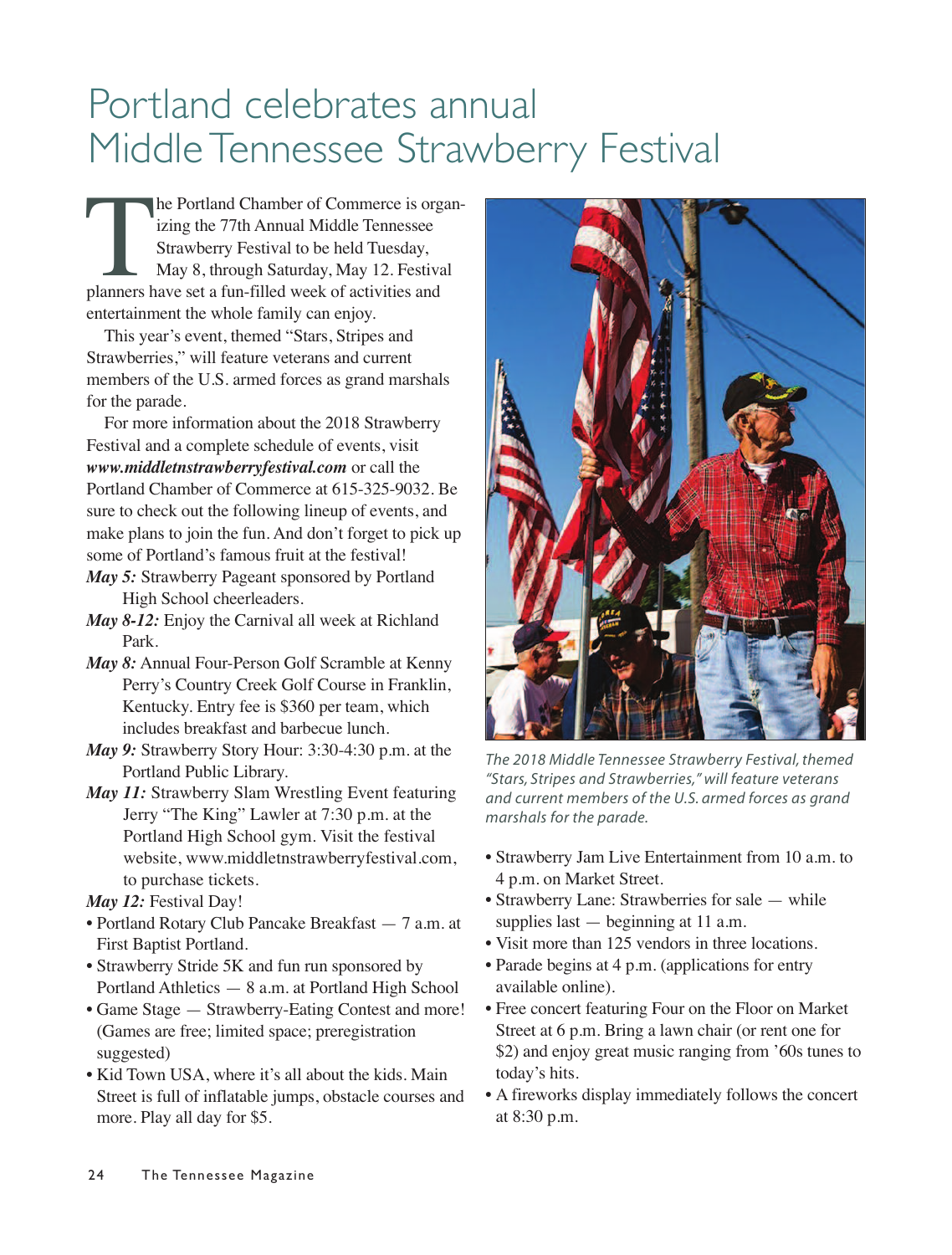# Portland celebrates annual Middle Tennessee Strawberry Festival

The Portland Chamber of Commerce is organizing the 77th Annual Middle Tennessee Strawberry Festival to be held Tuesday, May 8, through Saturday, May 12. Festival planners have set a fun-filled week of activities and entertainment the whole family can enjoy.

This year's event, themed "Stars, Stripes and Strawberries," will feature veterans and current members of the U.S. armed forces as grand marshals for the parade.

For more information about the 2018 Strawberry Festival and a complete schedule of events, visit ***www.middletnstrawberryfestival.com*** or call the Portland Chamber of Commerce at 615-325-9032. Be sure to check out the following lineup of events, and make plans to join the fun. And don't forget to pick up some of Portland's famous fruit at the festival!

***May 5:*** Strawberry Pageant sponsored by Portland High School cheerleaders.

***May 8-12:*** Enjoy the Carnival all week at Richland Park.

***May 8:*** Annual Four-Person Golf Scramble at Kenny Perry's Country Creek Golf Course in Franklin, Kentucky. Entry fee is $360 per team, which includes breakfast and barbecue lunch.

***May 9:*** Strawberry Story Hour: 3:30-4:30 p.m. at the Portland Public Library.

***May 11:*** Strawberry Slam Wrestling Event featuring Jerry "The King" Lawler at 7:30 p.m. at the Portland High School gym. Visit the festival website, www.middletnstrawberryfestival.com, to purchase tickets.

***May 12:*** Festival Day!

- Portland Rotary Club Pancake Breakfast — 7 a.m. at First Baptist Portland.
- Strawberry Stride 5K and fun run sponsored by Portland Athletics — 8 a.m. at Portland High School
- Game Stage — Strawberry-Eating Contest and more! (Games are free; limited space; preregistration suggested)
- Kid Town USA, where it's all about the kids. Main Street is full of inflatable jumps, obstacle courses and more. Play all day for $5.
- Strawberry Jam Live Entertainment from 10 a.m. to 4 p.m. on Market Street.
- Strawberry Lane: Strawberries for sale — while supplies last — beginning at 11 a.m.
- Visit more than 125 vendors in three locations.
- Parade begins at 4 p.m. (applications for entry available online).
- Free concert featuring Four on the Floor on Market Street at 6 p.m. Bring a lawn chair (or rent one for $2) and enjoy great music ranging from '60s tunes to today's hits.
- A fireworks display immediately follows the concert at 8:30 p.m.

*The 2018 Middle Tennessee Strawberry Festival, themed "Stars, Stripes and Strawberries," will feature veterans and current members of the U.S. armed forces as grand marshals for the parade.*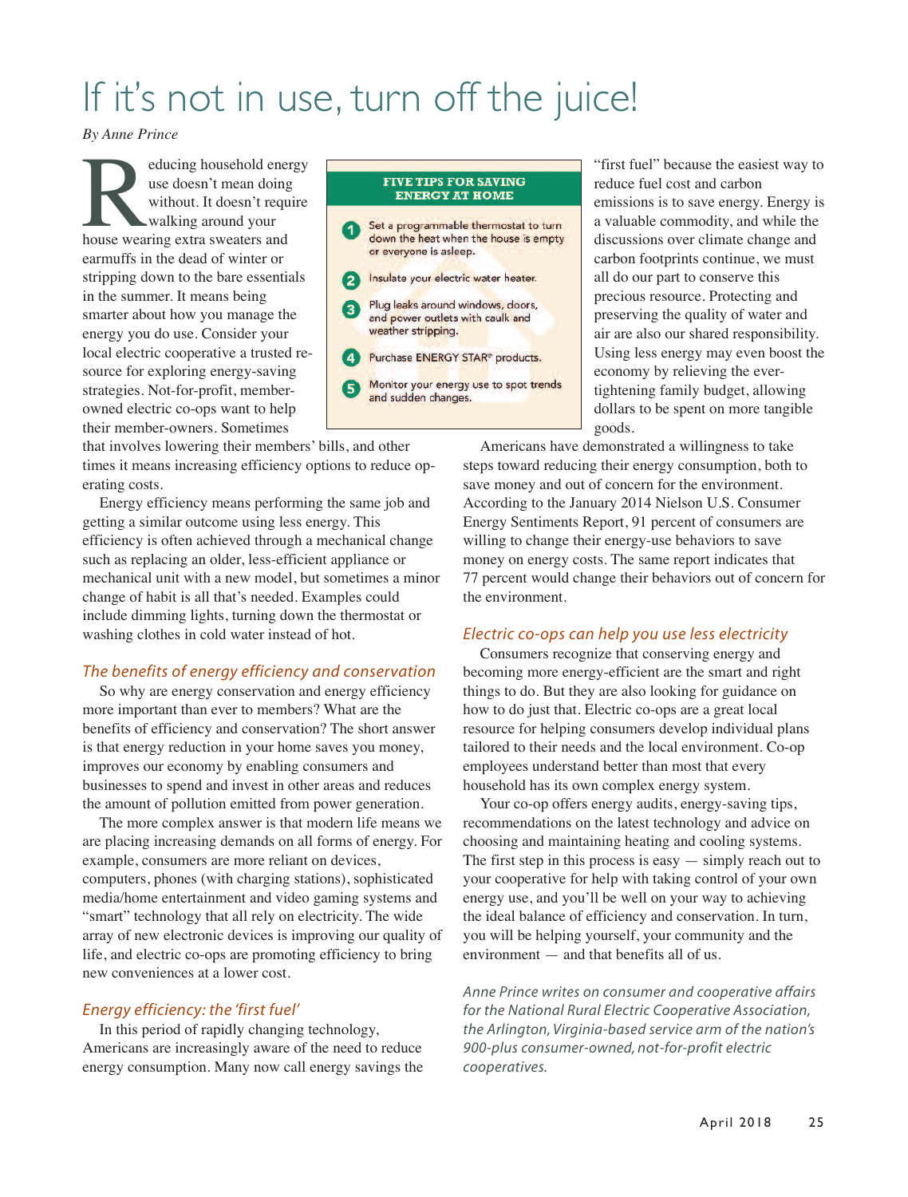# If it's not in use, turn off the juice!

*By Anne Prince*

Reducing household energy use doesn't mean doing without. It doesn't require walking around your house wearing extra sweaters and earmuffs in the dead of winter or stripping down to the bare essentials in the summer. It means being smarter about how you manage the energy you do use. Consider your local electric cooperative a trusted resource for exploring energy-saving strategies. Not-for-profit, member-owned electric co-ops want to help their member-owners. Sometimes that involves lowering their members' bills, and other times it means increasing efficiency options to reduce operating costs.

**FIVE TIPS FOR SAVING ENERGY AT HOME**

1. Set a programmable thermostat to turn down the heat when the house is empty or everyone is asleep.
2. Insulate your electric water heater.
3. Plug leaks around windows, doors, and power outlets with caulk and weather stripping.
4. Purchase ENERGY STAR® products.
5. Monitor your energy use to spot trends and sudden changes.

Energy efficiency means performing the same job and getting a similar outcome using less energy. This efficiency is often achieved through a mechanical change such as replacing an older, less-efficient appliance or mechanical unit with a new model, but sometimes a minor change of habit is all that's needed. Examples could include dimming lights, turning down the thermostat or washing clothes in cold water instead of hot.

## *The benefits of energy efficiency and conservation*

So why are energy conservation and energy efficiency more important than ever to members? What are the benefits of efficiency and conservation? The short answer is that energy reduction in your home saves you money, improves our economy by enabling consumers and businesses to spend and invest in other areas and reduces the amount of pollution emitted from power generation.

The more complex answer is that modern life means we are placing increasing demands on all forms of energy. For example, consumers are more reliant on devices, computers, phones (with charging stations), sophisticated media/home entertainment and video gaming systems and "smart" technology that all rely on electricity. The wide array of new electronic devices is improving our quality of life, and electric co-ops are promoting efficiency to bring new conveniences at a lower cost.

## *Energy efficiency: the 'first fuel'*

In this period of rapidly changing technology, Americans are increasingly aware of the need to reduce energy consumption. Many now call energy savings the "first fuel" because the easiest way to reduce fuel cost and carbon emissions is to save energy. Energy is a valuable commodity, and while the discussions over climate change and carbon footprints continue, we must all do our part to conserve this precious resource. Protecting and preserving the quality of water and air are also our shared responsibility. Using less energy may even boost the economy by relieving the ever-tightening family budget, allowing dollars to be spent on more tangible goods.

Americans have demonstrated a willingness to take steps toward reducing their energy consumption, both to save money and out of concern for the environment. According to the January 2014 Nielson U.S. Consumer Energy Sentiments Report, 91 percent of consumers are willing to change their energy-use behaviors to save money on energy costs. The same report indicates that 77 percent would change their behaviors out of concern for the environment.

## *Electric co-ops can help you use less electricity*

Consumers recognize that conserving energy and becoming more energy-efficient are the smart and right things to do. But they are also looking for guidance on how to do just that. Electric co-ops are a great local resource for helping consumers develop individual plans tailored to their needs and the local environment. Co-op employees understand better than most that every household has its own complex energy system.

Your co-op offers energy audits, energy-saving tips, recommendations on the latest technology and advice on choosing and maintaining heating and cooling systems. The first step in this process is easy — simply reach out to your cooperative for help with taking control of your own energy use, and you'll be well on your way to achieving the ideal balance of efficiency and conservation. In turn, you will be helping yourself, your community and the environment — and that benefits all of us.

*Anne Prince writes on consumer and cooperative affairs for the National Rural Electric Cooperative Association, the Arlington, Virginia-based service arm of the nation's 900-plus consumer-owned, not-for-profit electric cooperatives.*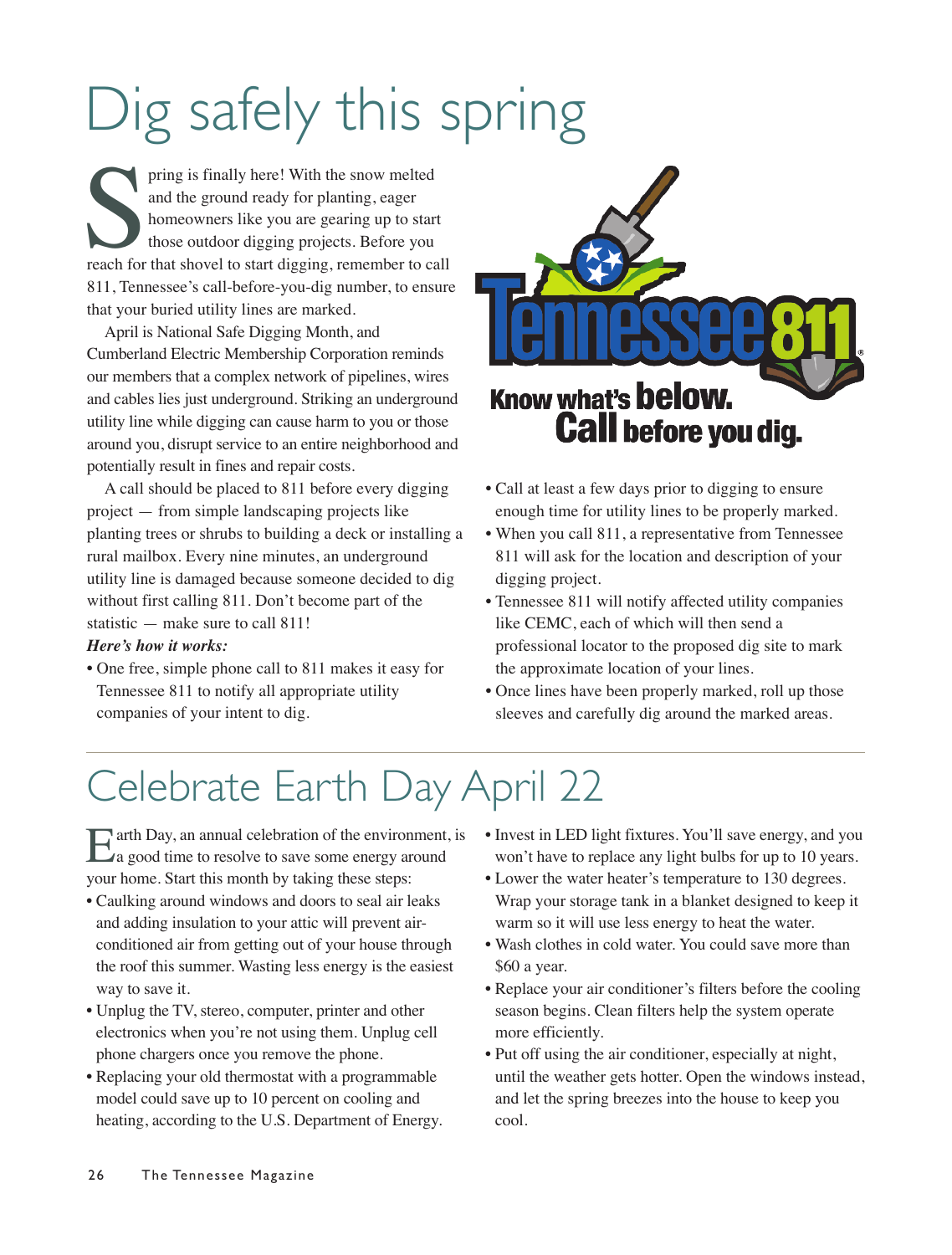# Dig safely this spring

Spring is finally here! With the snow melted and the ground ready for planting, eager homeowners like you are gearing up to start those outdoor digging projects. Before you reach for that shovel to start digging, remember to call 811, Tennessee's call-before-you-dig number, to ensure that your buried utility lines are marked.

April is National Safe Digging Month, and Cumberland Electric Membership Corporation reminds our members that a complex network of pipelines, wires and cables lies just underground. Striking an underground utility line while digging can cause harm to you or those around you, disrupt service to an entire neighborhood and potentially result in fines and repair costs.

A call should be placed to 811 before every digging project — from simple landscaping projects like planting trees or shrubs to building a deck or installing a rural mailbox. Every nine minutes, an underground utility line is damaged because someone decided to dig without first calling 811. Don't become part of the statistic — make sure to call 811!

***Here's how it works:***

- One free, simple phone call to 811 makes it easy for Tennessee 811 to notify all appropriate utility companies of your intent to dig.

Tennessee 811®

Know what's below. Call before you dig.

- Call at least a few days prior to digging to ensure enough time for utility lines to be properly marked.
- When you call 811, a representative from Tennessee 811 will ask for the location and description of your digging project.
- Tennessee 811 will notify affected utility companies like CEMC, each of which will then send a professional locator to the proposed dig site to mark the approximate location of your lines.
- Once lines have been properly marked, roll up those sleeves and carefully dig around the marked areas.

# Celebrate Earth Day April 22

Earth Day, an annual celebration of the environment, is a good time to resolve to save some energy around your home. Start this month by taking these steps:

- Caulking around windows and doors to seal air leaks and adding insulation to your attic will prevent air-conditioned air from getting out of your house through the roof this summer. Wasting less energy is the easiest way to save it.
- Unplug the TV, stereo, computer, printer and other electronics when you're not using them. Unplug cell phone chargers once you remove the phone.
- Replacing your old thermostat with a programmable model could save up to 10 percent on cooling and heating, according to the U.S. Department of Energy.
- Invest in LED light fixtures. You'll save energy, and you won't have to replace any light bulbs for up to 10 years.
- Lower the water heater's temperature to 130 degrees. Wrap your storage tank in a blanket designed to keep it warm so it will use less energy to heat the water.
- Wash clothes in cold water. You could save more than $60 a year.
- Replace your air conditioner's filters before the cooling season begins. Clean filters help the system operate more efficiently.
- Put off using the air conditioner, especially at night, until the weather gets hotter. Open the windows instead, and let the spring breezes into the house to keep you cool.